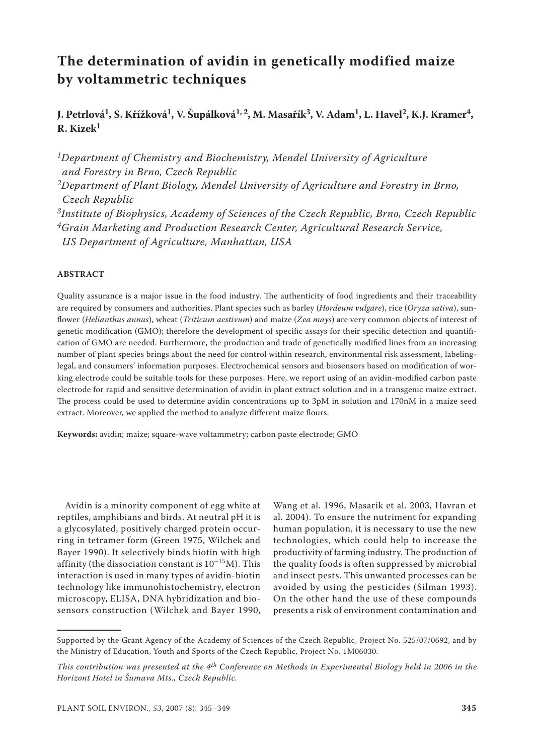# The determination of avidin in genetically modified maize by voltammetric techniques

**J. Petrlová[1], S. Křížková[1], V. Šupálková[1, 2], M. Masařík[3], V. Adam[1], L. Havel[2], K.J. Kramer[4], R. Kizek[1]**

*[1]Department of Chemistry and Biochemistry, Mendel University of Agriculture and Forestry in Brno, Czech Republic*
*[2]Department of Plant Biology, Mendel University of Agriculture and Forestry in Brno, Czech Republic*
*[3]Institute of Biophysics, Academy of Sciences of the Czech Republic, Brno, Czech Republic*
*[4]Grain Marketing and Production Research Center, Agricultural Research Service, US Department of Agriculture, Manhattan, USA*

## ABSTRACT

Quality assurance is a major issue in the food industry. The authenticity of food ingredients and their traceability are required by consumers and authorities. Plant species such as barley (*Hordeum vulgare*), rice (*Oryza sativa*), sunflower (*Helianthus annus*), wheat (*Triticum aestivum*) and maize (*Zea mays*) are very common objects of interest of genetic modification (GMO); therefore the development of specific assays for their specific detection and quantification of GMO are needed. Furthermore, the production and trade of genetically modified lines from an increasing number of plant species brings about the need for control within research, environmental risk assessment, labeling-legal, and consumers' information purposes. Electrochemical sensors and biosensors based on modification of working electrode could be suitable tools for these purposes. Here, we report using of an avidin-modified carbon paste electrode for rapid and sensitive determination of avidin in plant extract solution and in a transgenic maize extract. The process could be used to determine avidin concentrations up to 3pM in solution and 170nM in a maize seed extract. Moreover, we applied the method to analyze different maize flours.

**Keywords:** avidin; maize; square-wave voltammetry; carbon paste electrode; GMO

Avidin is a minority component of egg white at reptiles, amphibians and birds. At neutral pH it is a glycosylated, positively charged protein occurring in tetramer form (Green 1975, Wilchek and Bayer 1990). It selectively binds biotin with high affinity (the dissociation constant is $10^{-15}$M). This interaction is used in many types of avidin-biotin technology like immunohistochemistry, electron microscopy, ELISA, DNA hybridization and biosensors construction (Wilchek and Bayer 1990, Wang et al. 1996, Masarik et al. 2003, Havran et al. 2004). To ensure the nutriment for expanding human population, it is necessary to use the new technologies, which could help to increase the productivity of farming industry. The production of the quality foods is often suppressed by microbial and insect pests. This unwanted processes can be avoided by using the pesticides (Silman 1993). On the other hand the use of these compounds presents a risk of environment contamination and

Supported by the Grant Agency of the Academy of Sciences of the Czech Republic, Project No. 525/07/0692, and by the Ministry of Education, Youth and Sports of the Czech Republic, Project No. 1M06030.

*This contribution was presented at the 4th Conference on Methods in Experimental Biology held in 2006 in the Horizont Hotel in Šumava Mts., Czech Republic.*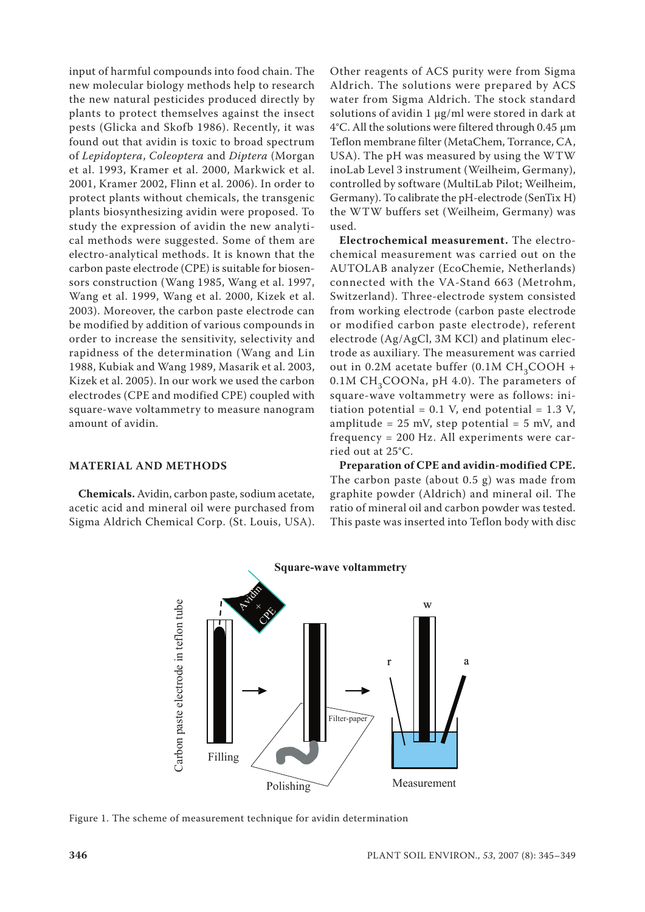input of harmful compounds into food chain. The new molecular biology methods help to research the new natural pesticides produced directly by plants to protect themselves against the insect pests (Glicka and Skofb 1986). Recently, it was found out that avidin is toxic to broad spectrum of *Lepidoptera*, *Coleoptera* and *Diptera* (Morgan et al. 1993, Kramer et al. 2000, Markwick et al. 2001, Kramer 2002, Flinn et al. 2006). In order to protect plants without chemicals, the transgenic plants biosynthesizing avidin were proposed. To study the expression of avidin the new analytical methods were suggested. Some of them are electro-analytical methods. It is known that the carbon paste electrode (CPE) is suitable for biosensors construction (Wang 1985, Wang et al. 1997, Wang et al. 1999, Wang et al. 2000, Kizek et al. 2003). Moreover, the carbon paste electrode can be modified by addition of various compounds in order to increase the sensitivity, selectivity and rapidness of the determination (Wang and Lin 1988, Kubiak and Wang 1989, Masarik et al. 2003, Kizek et al. 2005). In our work we used the carbon electrodes (CPE and modified CPE) coupled with square-wave voltammetry to measure nanogram amount of avidin.

## MATERIAL AND METHODS

**Chemicals.** Avidin, carbon paste, sodium acetate, acetic acid and mineral oil were purchased from Sigma Aldrich Chemical Corp. (St. Louis, USA). Other reagents of ACS purity were from Sigma Aldrich. The solutions were prepared by ACS water from Sigma Aldrich. The stock standard solutions of avidin 1 μg/ml were stored in dark at 4°C. All the solutions were filtered through 0.45 μm Teflon membrane filter (MetaChem, Torrance, CA, USA). The pH was measured by using the WTW inoLab Level 3 instrument (Weilheim, Germany), controlled by software (MultiLab Pilot; Weilheim, Germany). To calibrate the pH-electrode (SenTix H) the WTW buffers set (Weilheim, Germany) was used.

**Electrochemical measurement.** The electrochemical measurement was carried out on the AUTOLAB analyzer (EcoChemie, Netherlands) connected with the VA-Stand 663 (Metrohm, Switzerland). Three-electrode system consisted from working electrode (carbon paste electrode or modified carbon paste electrode), referent electrode (Ag/AgCl, 3M KCl) and platinum electrode as auxiliary. The measurement was carried out in 0.2M acetate buffer (0.1M $CH_3COOH$ + 0.1M $CH_3COONa$, pH 4.0). The parameters of square-wave voltammetry were as follows: initiation potential = 0.1 V, end potential = 1.3 V, amplitude = 25 mV, step potential = 5 mV, and frequency = 200 Hz. All experiments were carried out at 25°C.

**Preparation of CPE and avidin-modified CPE.** The carbon paste (about 0.5 g) was made from graphite powder (Aldrich) and mineral oil. The ratio of mineral oil and carbon powder was tested. This paste was inserted into Teflon body with disc

Figure 1. The scheme of measurement technique for avidin determination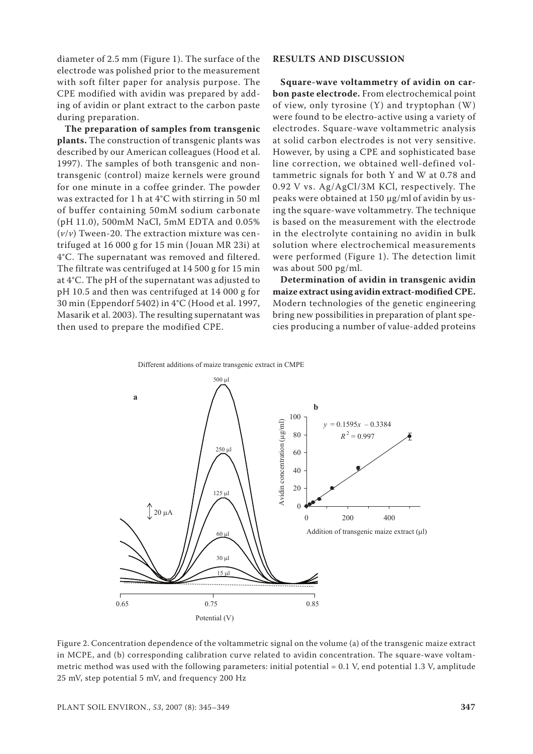diameter of 2.5 mm (Figure 1). The surface of the electrode was polished prior to the measurement with soft filter paper for analysis purpose. The CPE modified with avidin was prepared by adding of avidin or plant extract to the carbon paste during preparation.

**The preparation of samples from transgenic plants.** The construction of transgenic plants was described by our American colleagues (Hood et al. 1997). The samples of both transgenic and non-transgenic (control) maize kernels were ground for one minute in a coffee grinder. The powder was extracted for 1 h at 4°C with stirring in 50 ml of buffer containing 50mM sodium carbonate (pH 11.0), 500mM NaCl, 5mM EDTA and 0.05% (*v*/*v*) Tween-20. The extraction mixture was centrifuged at 16 000 g for 15 min (Jouan MR 23i) at 4°C. The supernatant was removed and filtered. The filtrate was centrifuged at 14 500 g for 15 min at 4°C. The pH of the supernatant was adjusted to pH 10.5 and then was centrifuged at 14 000 g for 30 min (Eppendorf 5402) in 4°C (Hood et al. 1997, Masarik et al. 2003). The resulting supernatant was then used to prepare the modified CPE.

## RESULTS AND DISCUSSION

**Square-wave voltammetry of avidin on carbon paste electrode.** From electrochemical point of view, only tyrosine (Y) and tryptophan (W) were found to be electro-active using a variety of electrodes. Square-wave voltammetric analysis at solid carbon electrodes is not very sensitive. However, by using a CPE and sophisticated base line correction, we obtained well-defined voltammetric signals for both Y and W at 0.78 and 0.92 V vs. Ag/AgCl/3M KCl, respectively. The peaks were obtained at 150 µg/ml of avidin by using the square-wave voltammetry. The technique is based on the measurement with the electrode in the electrolyte containing no avidin in bulk solution where electrochemical measurements were performed (Figure 1). The detection limit was about 500 pg/ml.

**Determination of avidin in transgenic avidin maize extract using avidin extract-modified CPE.** Modern technologies of the genetic engineering bring new possibilities in preparation of plant species producing a number of value-added proteins

Figure 2. Concentration dependence of the voltammetric signal on the volume (a) of the transgenic maize extract in MCPE, and (b) corresponding calibration curve related to avidin concentration. The square-wave voltammetric method was used with the following parameters: initial potential = 0.1 V, end potential 1.3 V, amplitude 25 mV, step potential 5 mV, and frequency 200 Hz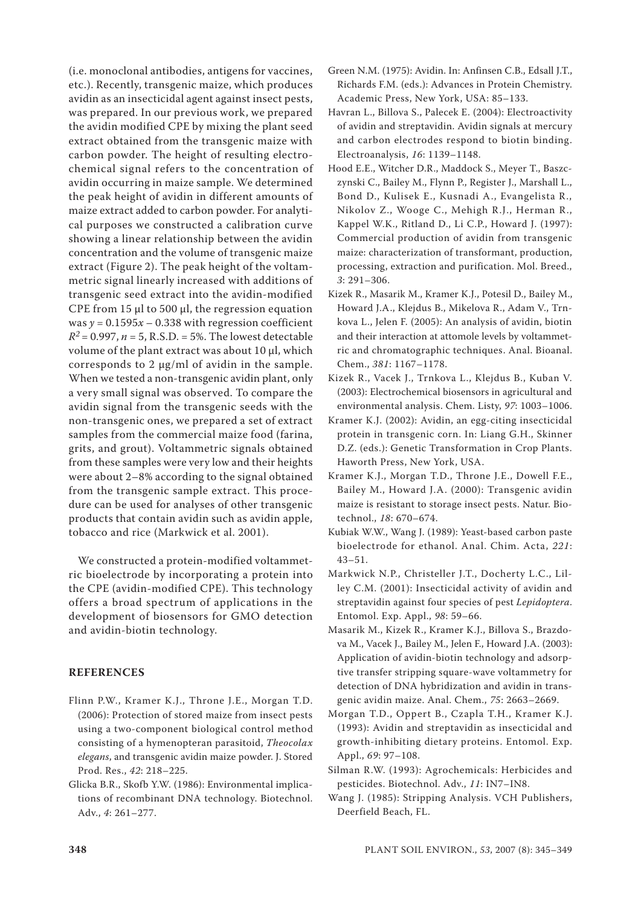(i.e. monoclonal antibodies, antigens for vaccines, etc.). Recently, transgenic maize, which produces avidin as an insecticidal agent against insect pests, was prepared. In our previous work, we prepared the avidin modified CPE by mixing the plant seed extract obtained from the transgenic maize with carbon powder. The height of resulting electrochemical signal refers to the concentration of avidin occurring in maize sample. We determined the peak height of avidin in different amounts of maize extract added to carbon powder. For analytical purposes we constructed a calibration curve showing a linear relationship between the avidin concentration and the volume of transgenic maize extract (Figure 2). The peak height of the voltammetric signal linearly increased with additions of transgenic seed extract into the avidin-modified CPE from 15 µl to 500 µl, the regression equation was $y = 0.1595x - 0.338$ with regression coefficient $R^2 = 0.997$, $n = 5$, R.S.D. = 5%. The lowest detectable volume of the plant extract was about 10 µl, which corresponds to 2 µg/ml of avidin in the sample. When we tested a non-transgenic avidin plant, only a very small signal was observed. To compare the avidin signal from the transgenic seeds with the non-transgenic ones, we prepared a set of extract samples from the commercial maize food (farina, grits, and grout). Voltammetric signals obtained from these samples were very low and their heights were about 2–8% according to the signal obtained from the transgenic sample extract. This procedure can be used for analyses of other transgenic products that contain avidin such as avidin apple, tobacco and rice (Markwick et al. 2001).

We constructed a protein-modified voltammetric bioelectrode by incorporating a protein into the CPE (avidin-modified CPE). This technology offers a broad spectrum of applications in the development of biosensors for GMO detection and avidin-biotin technology.

## REFERENCES

Flinn P.W., Kramer K.J., Throne J.E., Morgan T.D. (2006): Protection of stored maize from insect pests using a two-component biological control method consisting of a hymenopteran parasitoid, *Theocolax elegans*, and transgenic avidin maize powder. J. Stored Prod. Res., *42*: 218–225.

Glicka B.R., Skofb Y.W. (1986): Environmental implications of recombinant DNA technology. Biotechnol. Adv., *4*: 261–277.

Green N.M. (1975): Avidin. In: Anfinsen C.B., Edsall J.T., Richards F.M. (eds.): Advances in Protein Chemistry. Academic Press, New York, USA: 85–133.

Havran L., Billova S., Palecek E. (2004): Electroactivity of avidin and streptavidin. Avidin signals at mercury and carbon electrodes respond to biotin binding. Electroanalysis, *16*: 1139–1148.

Hood E.E., Witcher D.R., Maddock S., Meyer T., Baszczynski C., Bailey M., Flynn P., Register J., Marshall L., Bond D., Kulisek E., Kusnadi A., Evangelista R., Nikolov Z., Wooge C., Mehigh R.J., Herman R., Kappel W.K., Ritland D., Li C.P., Howard J. (1997): Commercial production of avidin from transgenic maize: characterization of transformant, production, processing, extraction and purification. Mol. Breed., *3*: 291–306.

Kizek R., Masarik M., Kramer K.J., Potesil D., Bailey M., Howard J.A., Klejdus B., Mikelova R., Adam V., Trnkova L., Jelen F. (2005): An analysis of avidin, biotin and their interaction at attomole levels by voltammetric and chromatographic techniques. Anal. Bioanal. Chem., *381*: 1167–1178.

Kizek R., Vacek J., Trnkova L., Klejdus B., Kuban V. (2003): Electrochemical biosensors in agricultural and environmental analysis. Chem. Listy, *97*: 1003–1006.

Kramer K.J. (2002): Avidin, an egg-citing insecticidal protein in transgenic corn. In: Liang G.H., Skinner D.Z. (eds.): Genetic Transformation in Crop Plants. Haworth Press, New York, USA.

Kramer K.J., Morgan T.D., Throne J.E., Dowell F.E., Bailey M., Howard J.A. (2000): Transgenic avidin maize is resistant to storage insect pests. Natur. Biotechnol., *18*: 670–674.

Kubiak W.W., Wang J. (1989): Yeast-based carbon paste bioelectrode for ethanol. Anal. Chim. Acta, *221*: 43–51.

Markwick N.P., Christeller J.T., Docherty L.C., Lilley C.M. (2001): Insecticidal activity of avidin and streptavidin against four species of pest *Lepidoptera*. Entomol. Exp. Appl., *98*: 59–66.

Masarik M., Kizek R., Kramer K.J., Billova S., Brazdova M., Vacek J., Bailey M., Jelen F., Howard J.A. (2003): Application of avidin-biotin technology and adsorptive transfer stripping square-wave voltammetry for detection of DNA hybridization and avidin in transgenic avidin maize. Anal. Chem., *75*: 2663–2669.

Morgan T.D., Oppert B., Czapla T.H., Kramer K.J. (1993): Avidin and streptavidin as insecticidal and growth-inhibiting dietary proteins. Entomol. Exp. Appl., *69*: 97–108.

Silman R.W. (1993): Agrochemicals: Herbicides and pesticides. Biotechnol. Adv., *11*: IN7–IN8.

Wang J. (1985): Stripping Analysis. VCH Publishers, Deerfield Beach, FL.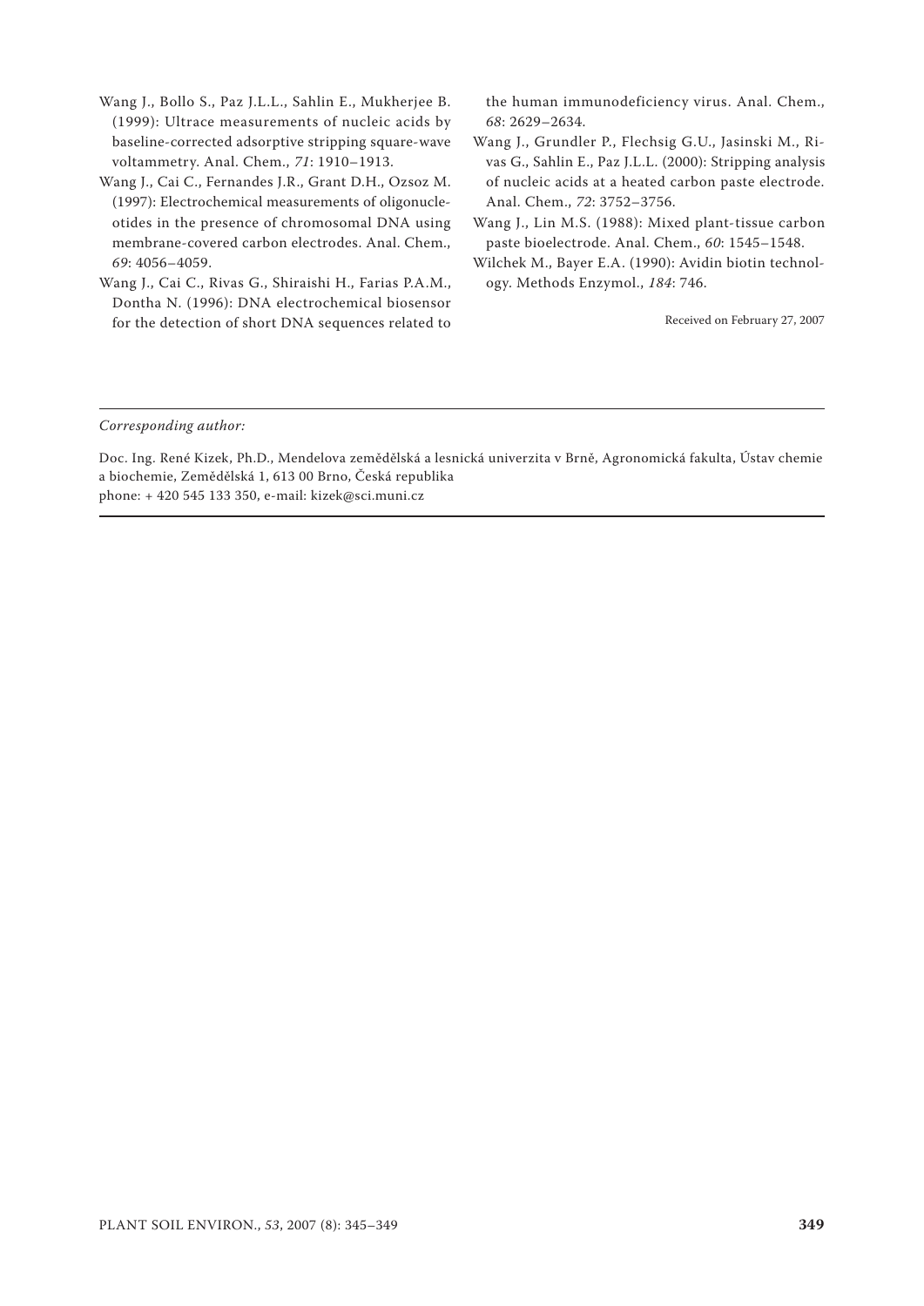Wang J., Bollo S., Paz J.L.L., Sahlin E., Mukherjee B. (1999): Ultrace measurements of nucleic acids by baseline-corrected adsorptive stripping square-wave voltammetry. Anal. Chem., *71*: 1910–1913.

Wang J., Cai C., Fernandes J.R., Grant D.H., Ozsoz M. (1997): Electrochemical measurements of oligonucleotides in the presence of chromosomal DNA using membrane-covered carbon electrodes. Anal. Chem., *69*: 4056–4059.

Wang J., Cai C., Rivas G., Shiraishi H., Farias P.A.M., Dontha N. (1996): DNA electrochemical biosensor for the detection of short DNA sequences related to the human immunodeficiency virus. Anal. Chem., *68*: 2629–2634.

Wang J., Grundler P., Flechsig G.U., Jasinski M., Rivas G., Sahlin E., Paz J.L.L. (2000): Stripping analysis of nucleic acids at a heated carbon paste electrode. Anal. Chem., *72*: 3752–3756.

Wang J., Lin M.S. (1988): Mixed plant-tissue carbon paste bioelectrode. Anal. Chem., *60*: 1545–1548.

Wilchek M., Bayer E.A. (1990): Avidin biotin technology. Methods Enzymol., *184*: 746.

Received on February 27, 2007

*Corresponding author:*

Doc. Ing. René Kizek, Ph.D., Mendelova zemědělská a lesnická univerzita v Brně, Agronomická fakulta, Ústav chemie a biochemie, Zemědělská 1, 613 00 Brno, Česká republika
phone: + 420 545 133 350, e-mail: kizek@sci.muni.cz